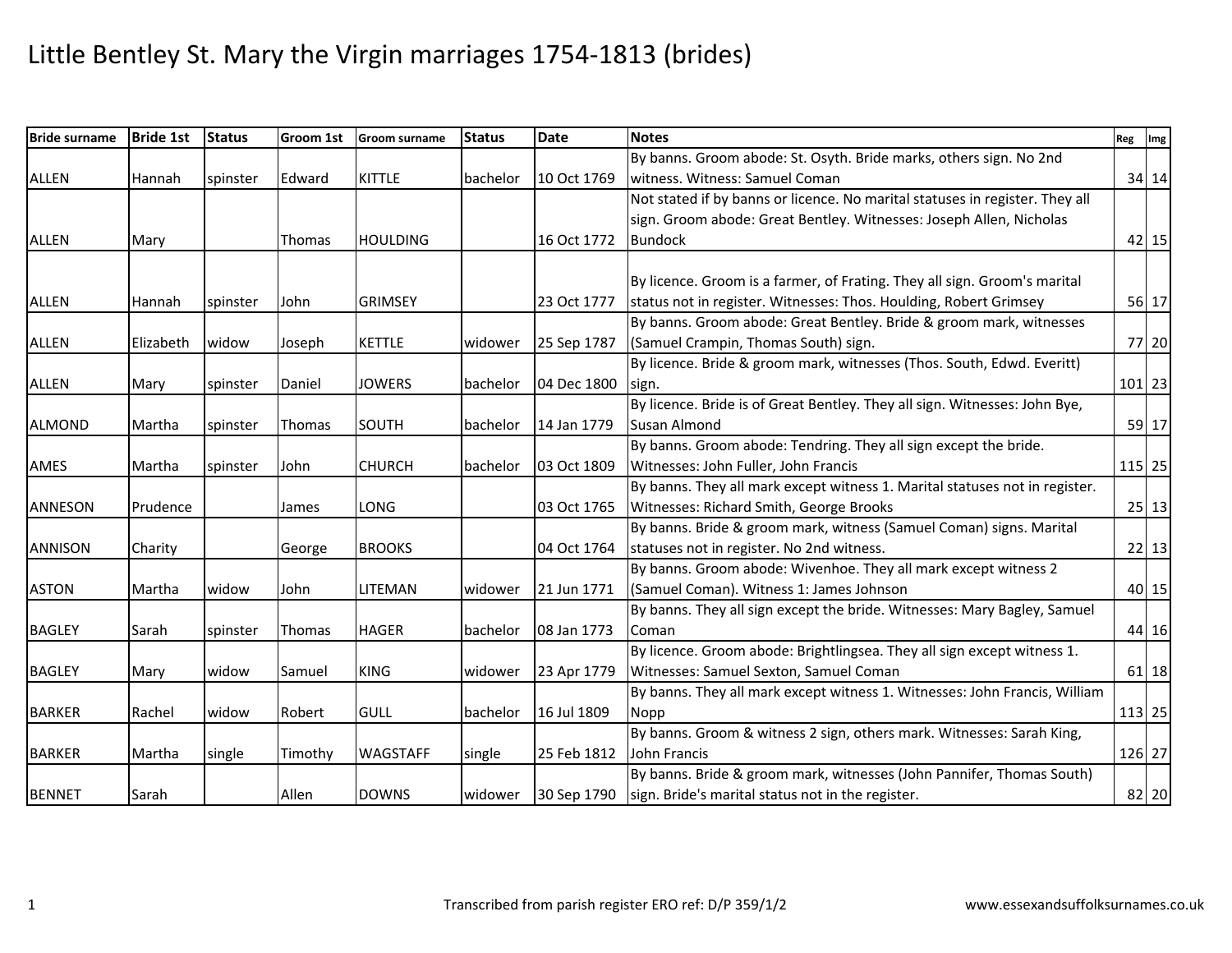# Little Bentley St. Mary the Virgin marriages 1754-1813 (brides)

| Bride surname | Bride 1st | Status | Groom 1st | Groom surname | Status | Date | Notes | Reg | Img |
|---|---|---|---|---|---|---|---|---|---|
| ALLEN | Hannah | spinster | Edward | KITTLE | bachelor | 10 Oct 1769 | By banns. Groom abode: St. Osyth. Bride marks, others sign. No 2nd witness. Witness: Samuel Coman | 34 | 14 |
| ALLEN | Mary | | Thomas | HOULDING | | 16 Oct 1772 | Not stated if by banns or licence. No marital statuses in register. They all sign. Groom abode: Great Bentley. Witnesses: Joseph Allen, Nicholas Bundock | 42 | 15 |
| ALLEN | Hannah | spinster | John | GRIMSEY | | 23 Oct 1777 | By licence. Groom is a farmer, of Frating. They all sign. Groom's marital status not in register. Witnesses: Thos. Houlding, Robert Grimsey | 56 | 17 |
| ALLEN | Elizabeth | widow | Joseph | KETTLE | widower | 25 Sep 1787 | By banns. Groom abode: Great Bentley. Bride & groom mark, witnesses (Samuel Crampin, Thomas South) sign. | 77 | 20 |
| ALLEN | Mary | spinster | Daniel | JOWERS | bachelor | 04 Dec 1800 | By licence. Bride & groom mark, witnesses (Thos. South, Edwd. Everitt) sign. | 101 | 23 |
| ALMOND | Martha | spinster | Thomas | SOUTH | bachelor | 14 Jan 1779 | By licence. Bride is of Great Bentley. They all sign. Witnesses: John Bye, Susan Almond | 59 | 17 |
| AMES | Martha | spinster | John | CHURCH | bachelor | 03 Oct 1809 | By banns. Groom abode: Tendring. They all sign except the bride. Witnesses: John Fuller, John Francis | 115 | 25 |
| ANNESON | Prudence | | James | LONG | | 03 Oct 1765 | By banns. They all mark except witness 1. Marital statuses not in register. Witnesses: Richard Smith, George Brooks | 25 | 13 |
| ANNISON | Charity | | George | BROOKS | | 04 Oct 1764 | By banns. Bride & groom mark, witness (Samuel Coman) signs. Marital statuses not in register. No 2nd witness. | 22 | 13 |
| ASTON | Martha | widow | John | LITEMAN | widower | 21 Jun 1771 | By banns. Groom abode: Wivenhoe. They all mark except witness 2 (Samuel Coman). Witness 1: James Johnson | 40 | 15 |
| BAGLEY | Sarah | spinster | Thomas | HAGER | bachelor | 08 Jan 1773 | By banns. They all sign except the bride. Witnesses: Mary Bagley, Samuel Coman | 44 | 16 |
| BAGLEY | Mary | widow | Samuel | KING | widower | 23 Apr 1779 | By licence. Groom abode: Brightlingsea. They all sign except witness 1. Witnesses: Samuel Sexton, Samuel Coman | 61 | 18 |
| BARKER | Rachel | widow | Robert | GULL | bachelor | 16 Jul 1809 | By banns. They all mark except witness 1. Witnesses: John Francis, William Nopp | 113 | 25 |
| BARKER | Martha | single | Timothy | WAGSTAFF | single | 25 Feb 1812 | By banns. Groom & witness 2 sign, others mark. Witnesses: Sarah King, John Francis | 126 | 27 |
| BENNET | Sarah | | Allen | DOWNS | widower | 30 Sep 1790 | By banns. Bride & groom mark, witnesses (John Pannifer, Thomas South) sign. Bride's marital status not in the register. | 82 | 20 |

Transcribed from parish register ERO ref: D/P 359/1/2

www.essexandsuffolksurnames.co.uk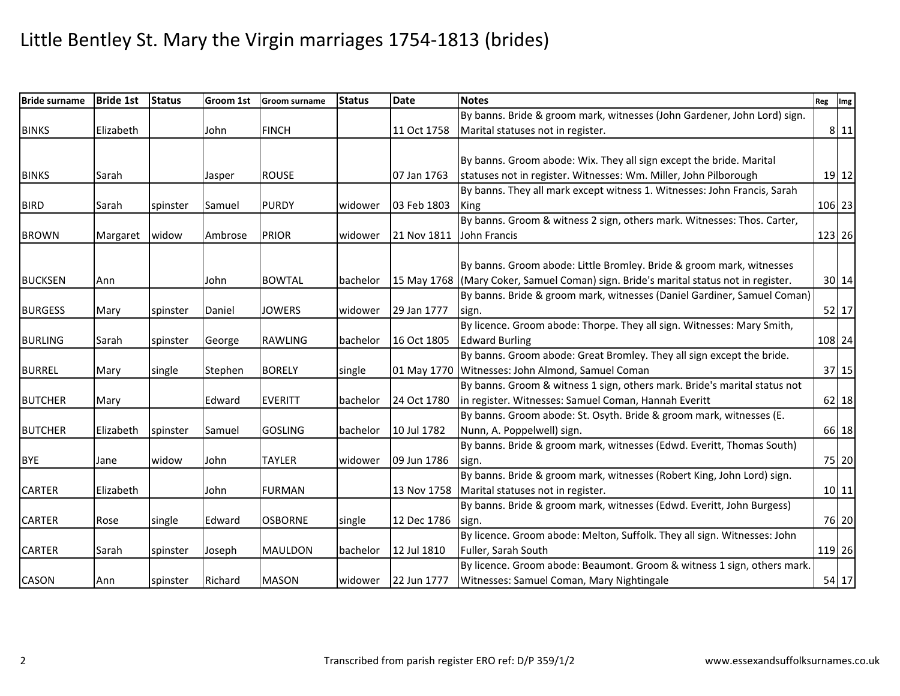# Little Bentley St. Mary the Virgin marriages 1754-1813 (brides)

| Bride surname | Bride 1st | Status | Groom 1st | Groom surname | Status | Date | Notes | Reg | Img |
|---|---|---|---|---|---|---|---|---|---|
| BINKS | Elizabeth | | John | FINCH | | 11 Oct 1758 | By banns. Bride & groom mark, witnesses (John Gardener, John Lord) sign. Marital statuses not in register. | 8 | 11 |
| BINKS | Sarah | | Jasper | ROUSE | | 07 Jan 1763 | By banns. Groom abode: Wix. They all sign except the bride. Marital statuses not in register. Witnesses: Wm. Miller, John Pilborough | 19 | 12 |
| BIRD | Sarah | spinster | Samuel | PURDY | widower | 03 Feb 1803 | By banns. They all mark except witness 1. Witnesses: John Francis, Sarah King | 106 | 23 |
| BROWN | Margaret | widow | Ambrose | PRIOR | widower | 21 Nov 1811 | By banns. Groom & witness 2 sign, others mark. Witnesses: Thos. Carter, John Francis | 123 | 26 |
| BUCKSEN | Ann | | John | BOWTAL | bachelor | 15 May 1768 | By banns. Groom abode: Little Bromley. Bride & groom mark, witnesses (Mary Coker, Samuel Coman) sign. Bride's marital status not in register. | 30 | 14 |
| BURGESS | Mary | spinster | Daniel | JOWERS | widower | 29 Jan 1777 | By banns. Bride & groom mark, witnesses (Daniel Gardiner, Samuel Coman) sign. | 52 | 17 |
| BURLING | Sarah | spinster | George | RAWLING | bachelor | 16 Oct 1805 | By licence. Groom abode: Thorpe. They all sign. Witnesses: Mary Smith, Edward Burling | 108 | 24 |
| BURREL | Mary | single | Stephen | BORELY | single | 01 May 1770 | By banns. Groom abode: Great Bromley. They all sign except the bride. Witnesses: John Almond, Samuel Coman | 37 | 15 |
| BUTCHER | Mary | | Edward | EVERITT | bachelor | 24 Oct 1780 | By banns. Groom & witness 1 sign, others mark. Bride's marital status not in register. Witnesses: Samuel Coman, Hannah Everitt | 62 | 18 |
| BUTCHER | Elizabeth | spinster | Samuel | GOSLING | bachelor | 10 Jul 1782 | By banns. Groom abode: St. Osyth. Bride & groom mark, witnesses (E. Nunn, A. Poppelwell) sign. | 66 | 18 |
| BYE | Jane | widow | John | TAYLER | widower | 09 Jun 1786 | By banns. Bride & groom mark, witnesses (Edwd. Everitt, Thomas South) sign. | 75 | 20 |
| CARTER | Elizabeth | | John | FURMAN | | 13 Nov 1758 | By banns. Bride & groom mark, witnesses (Robert King, John Lord) sign. Marital statuses not in register. | 10 | 11 |
| CARTER | Rose | single | Edward | OSBORNE | single | 12 Dec 1786 | By banns. Bride & groom mark, witnesses (Edwd. Everitt, John Burgess) sign. | 76 | 20 |
| CARTER | Sarah | spinster | Joseph | MAULDON | bachelor | 12 Jul 1810 | By licence. Groom abode: Melton, Suffolk. They all sign. Witnesses: John Fuller, Sarah South | 119 | 26 |
| CASON | Ann | spinster | Richard | MASON | widower | 22 Jun 1777 | By licence. Groom abode: Beaumont. Groom & witness 1 sign, others mark. Witnesses: Samuel Coman, Mary Nightingale | 54 | 17 |

Transcribed from parish register ERO ref: D/P 359/1/2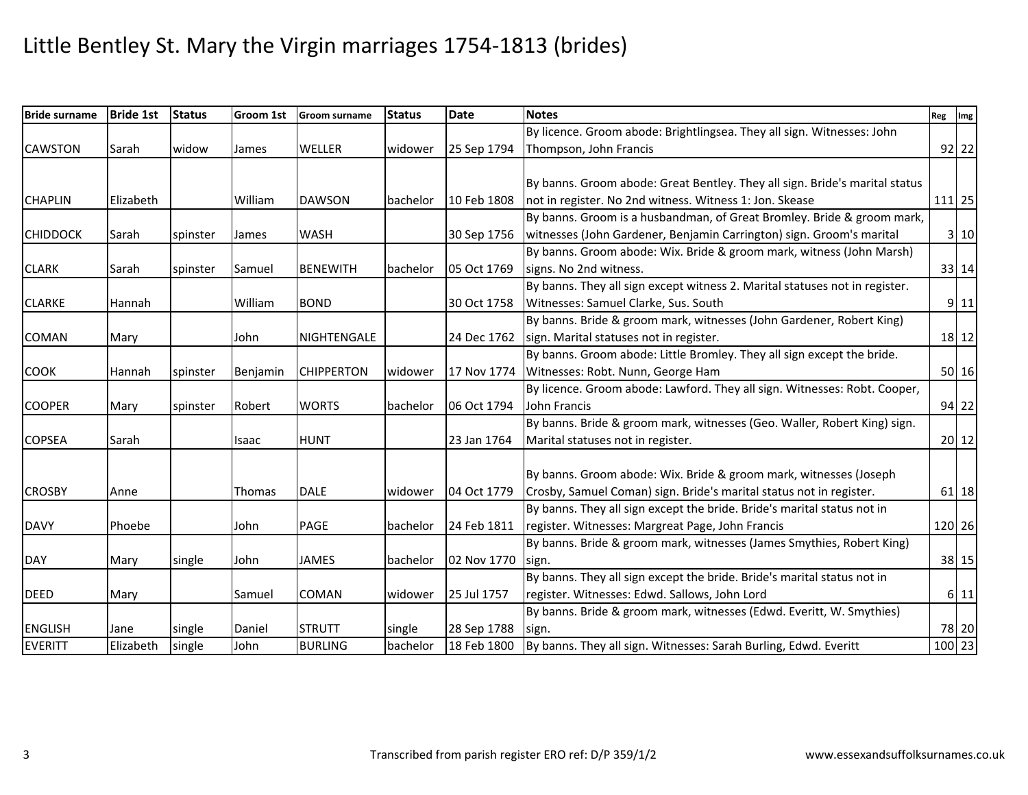# Little Bentley St. Mary the Virgin marriages 1754-1813 (brides)

| Bride surname | Bride 1st | Status | Groom 1st | Groom surname | Status | Date | Notes | Reg | Img |
|---|---|---|---|---|---|---|---|---|---|
| CAWSTON | Sarah | widow | James | WELLER | widower | 25 Sep 1794 | By licence. Groom abode: Brightlingsea. They all sign. Witnesses: John Thompson, John Francis | 92 | 22 |
| CHAPLIN | Elizabeth | | William | DAWSON | bachelor | 10 Feb 1808 | By banns. Groom abode: Great Bentley. They all sign. Bride's marital status not in register. No 2nd witness. Witness 1: Jon. Skease | 111 | 25 |
| CHIDDOCK | Sarah | spinster | James | WASH | | 30 Sep 1756 | By banns. Groom is a husbandman, of Great Bromley. Bride & groom mark, witnesses (John Gardener, Benjamin Carrington) sign. Groom's marital | 3 | 10 |
| CLARK | Sarah | spinster | Samuel | BENEWITH | bachelor | 05 Oct 1769 | By banns. Groom abode: Wix. Bride & groom mark, witness (John Marsh) signs. No 2nd witness. | 33 | 14 |
| CLARKE | Hannah | | William | BOND | | 30 Oct 1758 | By banns. They all sign except witness 2. Marital statuses not in register. Witnesses: Samuel Clarke, Sus. South | 9 | 11 |
| COMAN | Mary | | John | NIGHTENGALE | | 24 Dec 1762 | By banns. Bride & groom mark, witnesses (John Gardener, Robert King) sign. Marital statuses not in register. | 18 | 12 |
| COOK | Hannah | spinster | Benjamin | CHIPPERTON | widower | 17 Nov 1774 | By banns. Groom abode: Little Bromley. They all sign except the bride. Witnesses: Robt. Nunn, George Ham | 50 | 16 |
| COOPER | Mary | spinster | Robert | WORTS | bachelor | 06 Oct 1794 | By licence. Groom abode: Lawford. They all sign. Witnesses: Robt. Cooper, John Francis | 94 | 22 |
| COPSEA | Sarah | | Isaac | HUNT | | 23 Jan 1764 | By banns. Bride & groom mark, witnesses (Geo. Waller, Robert King) sign. Marital statuses not in register. | 20 | 12 |
| CROSBY | Anne | | Thomas | DALE | widower | 04 Oct 1779 | By banns. Groom abode: Wix. Bride & groom mark, witnesses (Joseph Crosby, Samuel Coman) sign. Bride's marital status not in register. | 61 | 18 |
| DAVY | Phoebe | | John | PAGE | bachelor | 24 Feb 1811 | By banns. They all sign except the bride. Bride's marital status not in register. Witnesses: Margreat Page, John Francis | 120 | 26 |
| DAY | Mary | single | John | JAMES | bachelor | 02 Nov 1770 | By banns. Bride & groom mark, witnesses (James Smythies, Robert King) sign. | 38 | 15 |
| DEED | Mary | | Samuel | COMAN | widower | 25 Jul 1757 | By banns. They all sign except the bride. Bride's marital status not in register. Witnesses: Edwd. Sallows, John Lord | 6 | 11 |
| ENGLISH | Jane | single | Daniel | STRUTT | single | 28 Sep 1788 | By banns. Bride & groom mark, witnesses (Edwd. Everitt, W. Smythies) sign. | 78 | 20 |
| EVERITT | Elizabeth | single | John | BURLING | bachelor | 18 Feb 1800 | By banns. They all sign. Witnesses: Sarah Burling, Edwd. Everitt | 100 | 23 |

Transcribed from parish register ERO ref: D/P 359/1/2

www.essexandsuffolksurnames.co.uk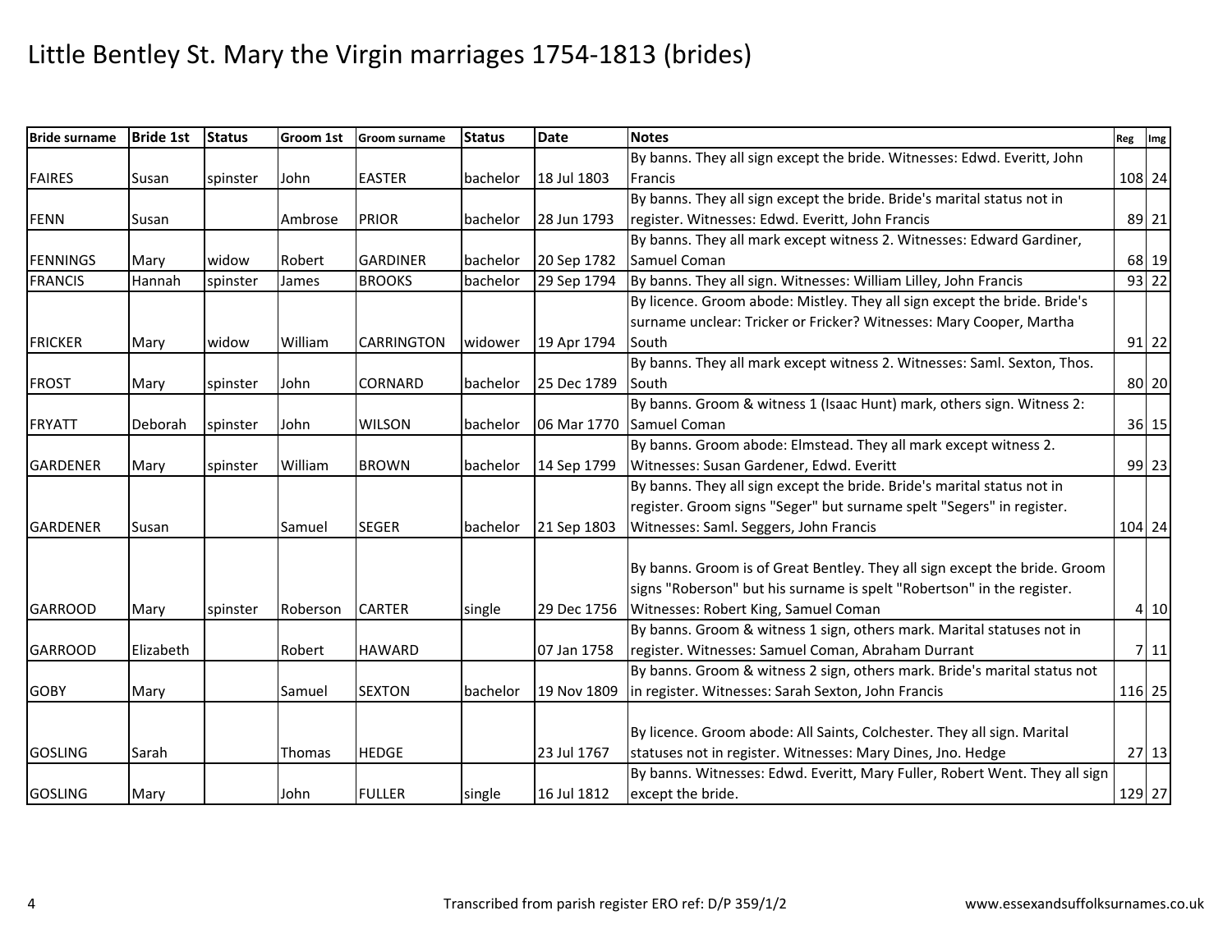# Little Bentley St. Mary the Virgin marriages 1754-1813 (brides)

| Bride surname | Bride 1st | Status | Groom 1st | Groom surname | Status | Date | Notes | Reg | Img |
|---|---|---|---|---|---|---|---|---|---|
| FAIRES | Susan | spinster | John | EASTER | bachelor | 18 Jul 1803 | By banns. They all sign except the bride. Witnesses: Edwd. Everitt, John Francis | 108 | 24 |
| FENN | Susan | | Ambrose | PRIOR | bachelor | 28 Jun 1793 | By banns. They all sign except the bride. Bride's marital status not in register. Witnesses: Edwd. Everitt, John Francis | 89 | 21 |
| FENNINGS | Mary | widow | Robert | GARDINER | bachelor | 20 Sep 1782 | By banns. They all mark except witness 2. Witnesses: Edward Gardiner, Samuel Coman | 68 | 19 |
| FRANCIS | Hannah | spinster | James | BROOKS | bachelor | 29 Sep 1794 | By banns. They all sign. Witnesses: William Lilley, John Francis | 93 | 22 |
| FRICKER | Mary | widow | William | CARRINGTON | widower | 19 Apr 1794 | By licence. Groom abode: Mistley. They all sign except the bride. Bride's surname unclear: Tricker or Fricker? Witnesses: Mary Cooper, Martha South | 91 | 22 |
| FROST | Mary | spinster | John | CORNARD | bachelor | 25 Dec 1789 | By banns. They all mark except witness 2. Witnesses: Saml. Sexton, Thos. South | 80 | 20 |
| FRYATT | Deborah | spinster | John | WILSON | bachelor | 06 Mar 1770 | By banns. Groom & witness 1 (Isaac Hunt) mark, others sign. Witness 2: Samuel Coman | 36 | 15 |
| GARDENER | Mary | spinster | William | BROWN | bachelor | 14 Sep 1799 | By banns. Groom abode: Elmstead. They all mark except witness 2. Witnesses: Susan Gardener, Edwd. Everitt | 99 | 23 |
| GARDENER | Susan | | Samuel | SEGER | bachelor | 21 Sep 1803 | By banns. They all sign except the bride. Bride's marital status not in register. Groom signs "Seger" but surname spelt "Segers" in register. Witnesses: Saml. Seggers, John Francis | 104 | 24 |
| GARROOD | Mary | spinster | Roberson | CARTER | single | 29 Dec 1756 | By banns. Groom is of Great Bentley. They all sign except the bride. Groom signs "Roberson" but his surname is spelt "Robertson" in the register. Witnesses: Robert King, Samuel Coman | 4 | 10 |
| GARROOD | Elizabeth | | Robert | HAWARD | | 07 Jan 1758 | By banns. Groom & witness 1 sign, others mark. Marital statuses not in register. Witnesses: Samuel Coman, Abraham Durrant | 7 | 11 |
| GOBY | Mary | | Samuel | SEXTON | bachelor | 19 Nov 1809 | By banns. Groom & witness 2 sign, others mark. Bride's marital status not in register. Witnesses: Sarah Sexton, John Francis | 116 | 25 |
| GOSLING | Sarah | | Thomas | HEDGE | | 23 Jul 1767 | By licence. Groom abode: All Saints, Colchester. They all sign. Marital statuses not in register. Witnesses: Mary Dines, Jno. Hedge | 27 | 13 |
| GOSLING | Mary | | John | FULLER | single | 16 Jul 1812 | By banns. Witnesses: Edwd. Everitt, Mary Fuller, Robert Went. They all sign except the bride. | 129 | 27 |

Transcribed from parish register ERO ref: D/P 359/1/2 www.essexandsuffolksurnames.co.uk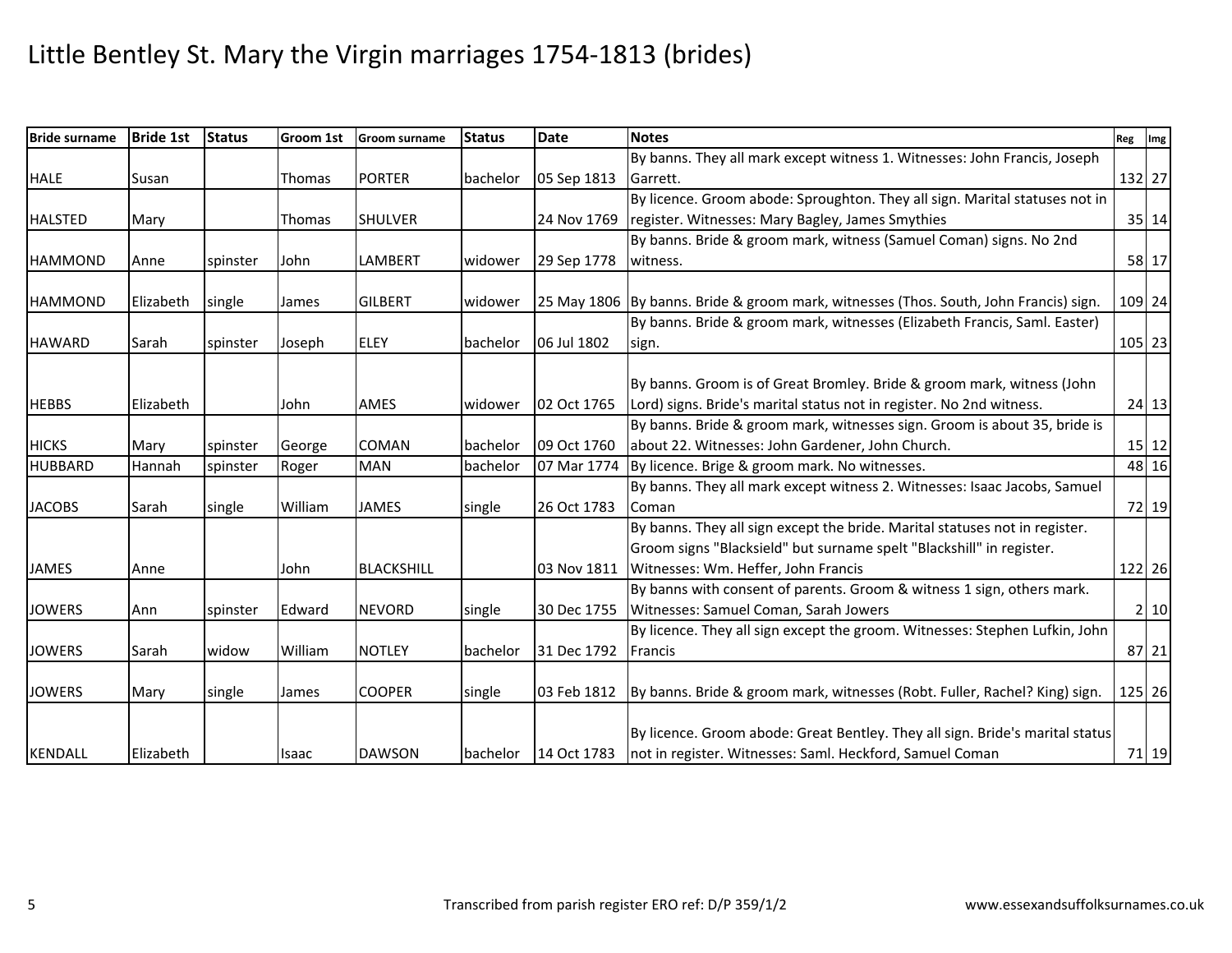# Little Bentley St. Mary the Virgin marriages 1754-1813 (brides)

| Bride surname | Bride 1st | Status | Groom 1st | Groom surname | Status | Date | Notes | Reg | Img |
|---|---|---|---|---|---|---|---|---|---|
| HALE | Susan | | Thomas | PORTER | bachelor | 05 Sep 1813 | By banns. They all mark except witness 1. Witnesses: John Francis, Joseph Garrett. | 132 | 27 |
| HALSTED | Mary | | Thomas | SHULVER | | 24 Nov 1769 | By licence. Groom abode: Sproughton. They all sign. Marital statuses not in register. Witnesses: Mary Bagley, James Smythies | 35 | 14 |
| HAMMOND | Anne | spinster | John | LAMBERT | widower | 29 Sep 1778 | By banns. Bride & groom mark, witness (Samuel Coman) signs. No 2nd witness. | 58 | 17 |
| HAMMOND | Elizabeth | single | James | GILBERT | widower | 25 May 1806 | By banns. Bride & groom mark, witnesses (Thos. South, John Francis) sign. | 109 | 24 |
| HAWARD | Sarah | spinster | Joseph | ELEY | bachelor | 06 Jul 1802 | By banns. Bride & groom mark, witnesses (Elizabeth Francis, Saml. Easter) sign. | 105 | 23 |
| HEBBS | Elizabeth | | John | AMES | widower | 02 Oct 1765 | By banns. Groom is of Great Bromley. Bride & groom mark, witness (John Lord) signs. Bride's marital status not in register. No 2nd witness. | 24 | 13 |
| HICKS | Mary | spinster | George | COMAN | bachelor | 09 Oct 1760 | By banns. Bride & groom mark, witnesses sign. Groom is about 35, bride is about 22. Witnesses: John Gardener, John Church. | 15 | 12 |
| HUBBARD | Hannah | spinster | Roger | MAN | bachelor | 07 Mar 1774 | By licence. Brige & groom mark. No witnesses. | 48 | 16 |
| JACOBS | Sarah | single | William | JAMES | single | 26 Oct 1783 | By banns. They all mark except witness 2. Witnesses: Isaac Jacobs, Samuel Coman | 72 | 19 |
| JAMES | Anne | | John | BLACKSHILL | | 03 Nov 1811 | By banns. They all sign except the bride. Marital statuses not in register. Groom signs "Blacksield" but surname spelt "Blackshill" in register. Witnesses: Wm. Heffer, John Francis | 122 | 26 |
| JOWERS | Ann | spinster | Edward | NEVORD | single | 30 Dec 1755 | By banns with consent of parents. Groom & witness 1 sign, others mark. Witnesses: Samuel Coman, Sarah Jowers | 2 | 10 |
| JOWERS | Sarah | widow | William | NOTLEY | bachelor | 31 Dec 1792 | By licence. They all sign except the groom. Witnesses: Stephen Lufkin, John Francis | 87 | 21 |
| JOWERS | Mary | single | James | COOPER | single | 03 Feb 1812 | By banns. Bride & groom mark, witnesses (Robt. Fuller, Rachel? King) sign. | 125 | 26 |
| KENDALL | Elizabeth | | Isaac | DAWSON | bachelor | 14 Oct 1783 | By licence. Groom abode: Great Bentley. They all sign. Bride's marital status not in register. Witnesses: Saml. Heckford, Samuel Coman | 71 | 19 |

Transcribed from parish register ERO ref: D/P 359/1/2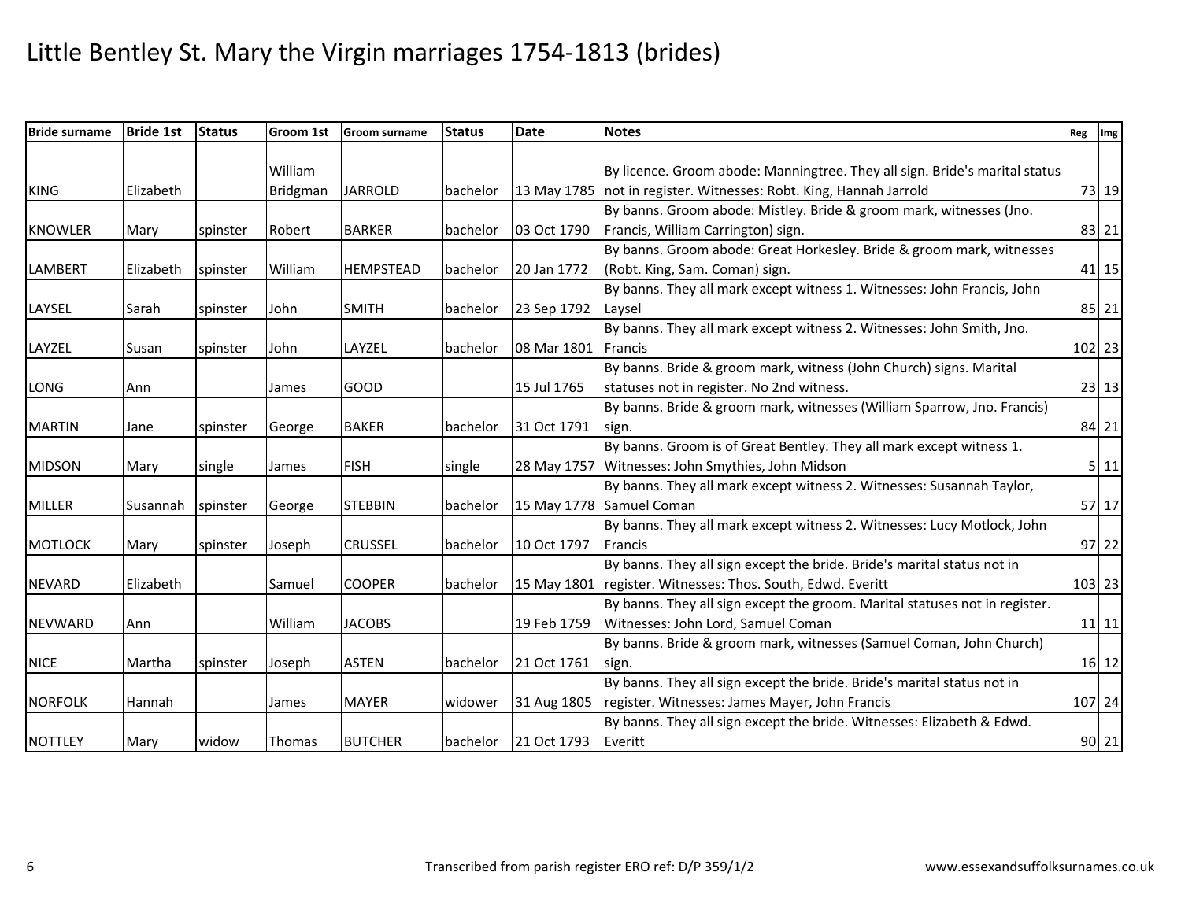# Little Bentley St. Mary the Virgin marriages 1754-1813 (brides)

| Bride surname | Bride 1st | Status | Groom 1st | Groom surname | Status | Date | Notes | Reg | Img |
|---|---|---|---|---|---|---|---|---|---|
| KING | Elizabeth | | William Bridgman | JARROLD | bachelor | 13 May 1785 | By licence. Groom abode: Manningtree. They all sign. Bride's marital status not in register. Witnesses: Robt. King, Hannah Jarrold | 73 | 19 |
| KNOWLER | Mary | spinster | Robert | BARKER | bachelor | 03 Oct 1790 | By banns. Groom abode: Mistley. Bride & groom mark, witnesses (Jno. Francis, William Carrington) sign. | 83 | 21 |
| LAMBERT | Elizabeth | spinster | William | HEMPSTEAD | bachelor | 20 Jan 1772 | By banns. Groom abode: Great Horkesley. Bride & groom mark, witnesses (Robt. King, Sam. Coman) sign. | 41 | 15 |
| LAYSEL | Sarah | spinster | John | SMITH | bachelor | 23 Sep 1792 | By banns. They all mark except witness 1. Witnesses: John Francis, John Laysel | 85 | 21 |
| LAYZEL | Susan | spinster | John | LAYZEL | bachelor | 08 Mar 1801 | By banns. They all mark except witness 2. Witnesses: John Smith, Jno. Francis | 102 | 23 |
| LONG | Ann | | James | GOOD | | 15 Jul 1765 | By banns. Bride & groom mark, witness (John Church) signs. Marital statuses not in register. No 2nd witness. | 23 | 13 |
| MARTIN | Jane | spinster | George | BAKER | bachelor | 31 Oct 1791 | By banns. Bride & groom mark, witnesses (William Sparrow, Jno. Francis) sign. | 84 | 21 |
| MIDSON | Mary | single | James | FISH | single | 28 May 1757 | By banns. Groom is of Great Bentley. They all mark except witness 1. Witnesses: John Smythies, John Midson | 5 | 11 |
| MILLER | Susannah | spinster | George | STEBBIN | bachelor | 15 May 1778 | By banns. They all mark except witness 2. Witnesses: Susannah Taylor, Samuel Coman | 57 | 17 |
| MOTLOCK | Mary | spinster | Joseph | CRUSSEL | bachelor | 10 Oct 1797 | By banns. They all mark except witness 2. Witnesses: Lucy Motlock, John Francis | 97 | 22 |
| NEVARD | Elizabeth | | Samuel | COOPER | bachelor | 15 May 1801 | By banns. They all sign except the bride. Bride's marital status not in register. Witnesses: Thos. South, Edwd. Everitt | 103 | 23 |
| NEVWARD | Ann | | William | JACOBS | | 19 Feb 1759 | By banns. They all sign except the groom. Marital statuses not in register. Witnesses: John Lord, Samuel Coman | 11 | 11 |
| NICE | Martha | spinster | Joseph | ASTEN | bachelor | 21 Oct 1761 | By banns. Bride & groom mark, witnesses (Samuel Coman, John Church) sign. | 16 | 12 |
| NORFOLK | Hannah | | James | MAYER | widower | 31 Aug 1805 | By banns. They all sign except the bride. Bride's marital status not in register. Witnesses: James Mayer, John Francis | 107 | 24 |
| NOTTLEY | Mary | widow | Thomas | BUTCHER | bachelor | 21 Oct 1793 | By banns. They all sign except the bride. Witnesses: Elizabeth & Edwd. Everitt | 90 | 21 |

Transcribed from parish register ERO ref: D/P 359/1/2 www.essexandsuffolksurnames.co.uk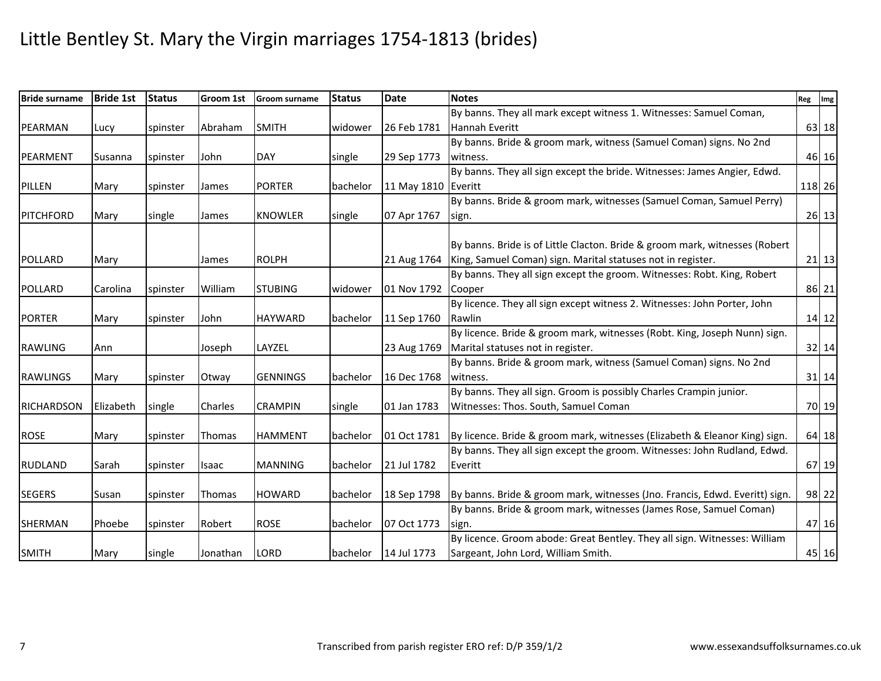# Little Bentley St. Mary the Virgin marriages 1754-1813 (brides)

| Bride surname | Bride 1st | Status | Groom 1st | Groom surname | Status | Date | Notes | Reg | Img |
|---|---|---|---|---|---|---|---|---|---|
| PEARMAN | Lucy | spinster | Abraham | SMITH | widower | 26 Feb 1781 | By banns. They all mark except witness 1. Witnesses: Samuel Coman, Hannah Everitt | 63 | 18 |
| PEARMENT | Susanna | spinster | John | DAY | single | 29 Sep 1773 | By banns. Bride & groom mark, witness (Samuel Coman) signs. No 2nd witness. | 46 | 16 |
| PILLEN | Mary | spinster | James | PORTER | bachelor | 11 May 1810 | By banns. They all sign except the bride. Witnesses: James Angier, Edwd. Everitt | 118 | 26 |
| PITCHFORD | Mary | single | James | KNOWLER | single | 07 Apr 1767 | By banns. Bride & groom mark, witnesses (Samuel Coman, Samuel Perry) sign. | 26 | 13 |
| POLLARD | Mary | | James | ROLPH | | 21 Aug 1764 | By banns. Bride is of Little Clacton. Bride & groom mark, witnesses (Robert King, Samuel Coman) sign. Marital statuses not in register. | 21 | 13 |
| POLLARD | Carolina | spinster | William | STUBING | widower | 01 Nov 1792 | By banns. They all sign except the groom. Witnesses: Robt. King, Robert Cooper | 86 | 21 |
| PORTER | Mary | spinster | John | HAYWARD | bachelor | 11 Sep 1760 | By licence. They all sign except witness 2. Witnesses: John Porter, John Rawlin | 14 | 12 |
| RAWLING | Ann | | Joseph | LAYZEL | | 23 Aug 1769 | By licence. Bride & groom mark, witnesses (Robt. King, Joseph Nunn) sign. Marital statuses not in register. | 32 | 14 |
| RAWLINGS | Mary | spinster | Otway | GENNINGS | bachelor | 16 Dec 1768 | By banns. Bride & groom mark, witness (Samuel Coman) signs. No 2nd witness. | 31 | 14 |
| RICHARDSON | Elizabeth | single | Charles | CRAMPIN | single | 01 Jan 1783 | By banns. They all sign. Groom is possibly Charles Crampin junior. Witnesses: Thos. South, Samuel Coman | 70 | 19 |
| ROSE | Mary | spinster | Thomas | HAMMENT | bachelor | 01 Oct 1781 | By licence. Bride & groom mark, witnesses (Elizabeth & Eleanor King) sign. | 64 | 18 |
| RUDLAND | Sarah | spinster | Isaac | MANNING | bachelor | 21 Jul 1782 | By banns. They all sign except the groom. Witnesses: John Rudland, Edwd. Everitt | 67 | 19 |
| SEGERS | Susan | spinster | Thomas | HOWARD | bachelor | 18 Sep 1798 | By banns. Bride & groom mark, witnesses (Jno. Francis, Edwd. Everitt) sign. | 98 | 22 |
| SHERMAN | Phoebe | spinster | Robert | ROSE | bachelor | 07 Oct 1773 | By banns. Bride & groom mark, witnesses (James Rose, Samuel Coman) sign. | 47 | 16 |
| SMITH | Mary | single | Jonathan | LORD | bachelor | 14 Jul 1773 | By licence. Groom abode: Great Bentley. They all sign. Witnesses: William Sargeant, John Lord, William Smith. | 45 | 16 |

Transcribed from parish register ERO ref: D/P 359/1/2

www.essexandsuffolksurnames.co.uk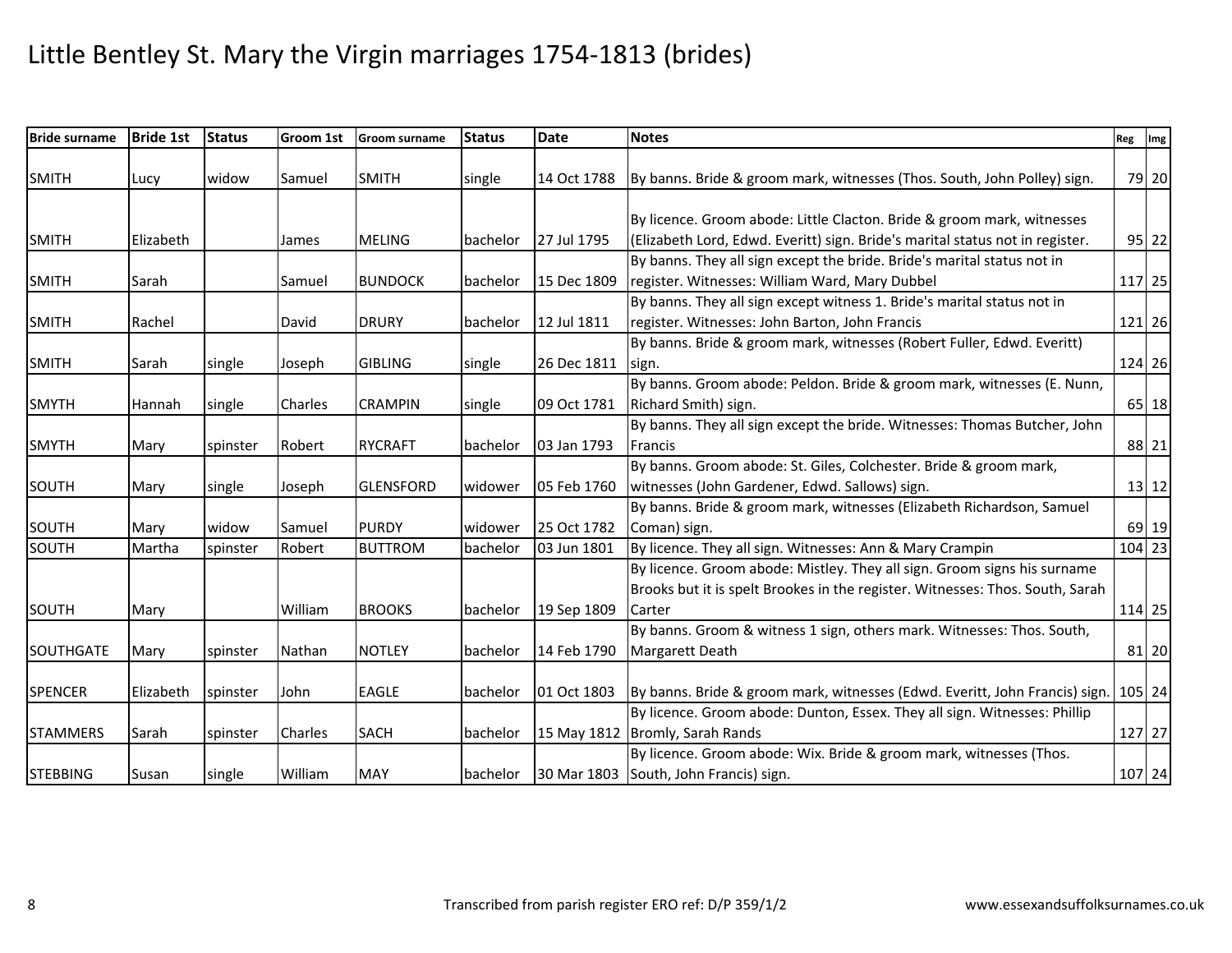# Little Bentley St. Mary the Virgin marriages 1754-1813 (brides)

| Bride surname | Bride 1st | Status | Groom 1st | Groom surname | Status | Date | Notes | Reg | Img |
|---|---|---|---|---|---|---|---|---|---|
| SMITH | Lucy | widow | Samuel | SMITH | single | 14 Oct 1788 | By banns. Bride & groom mark, witnesses (Thos. South, John Polley) sign. | 79 | 20 |
| SMITH | Elizabeth | | James | MELING | bachelor | 27 Jul 1795 | By licence. Groom abode: Little Clacton. Bride & groom mark, witnesses (Elizabeth Lord, Edwd. Everitt) sign. Bride's marital status not in register. | 95 | 22 |
| SMITH | Sarah | | Samuel | BUNDOCK | bachelor | 15 Dec 1809 | By banns. They all sign except the bride. Bride's marital status not in register. Witnesses: William Ward, Mary Dubbel | 117 | 25 |
| SMITH | Rachel | | David | DRURY | bachelor | 12 Jul 1811 | By banns. They all sign except witness 1. Bride's marital status not in register. Witnesses: John Barton, John Francis | 121 | 26 |
| SMITH | Sarah | single | Joseph | GIBLING | single | 26 Dec 1811 | By banns. Bride & groom mark, witnesses (Robert Fuller, Edwd. Everitt) sign. | 124 | 26 |
| SMYTH | Hannah | single | Charles | CRAMPIN | single | 09 Oct 1781 | By banns. Groom abode: Peldon. Bride & groom mark, witnesses (E. Nunn, Richard Smith) sign. | 65 | 18 |
| SMYTH | Mary | spinster | Robert | RYCRAFT | bachelor | 03 Jan 1793 | By banns. They all sign except the bride. Witnesses: Thomas Butcher, John Francis | 88 | 21 |
| SOUTH | Mary | single | Joseph | GLENSFORD | widower | 05 Feb 1760 | By banns. Groom abode: St. Giles, Colchester. Bride & groom mark, witnesses (John Gardener, Edwd. Sallows) sign. | 13 | 12 |
| SOUTH | Mary | widow | Samuel | PURDY | widower | 25 Oct 1782 | By banns. Bride & groom mark, witnesses (Elizabeth Richardson, Samuel Coman) sign. | 69 | 19 |
| SOUTH | Martha | spinster | Robert | BUTTROM | bachelor | 03 Jun 1801 | By licence. They all sign. Witnesses: Ann & Mary Crampin | 104 | 23 |
| SOUTH | Mary | | William | BROOKS | bachelor | 19 Sep 1809 | By licence. Groom abode: Mistley. They all sign. Groom signs his surname Brooks but it is spelt Brookes in the register. Witnesses: Thos. South, Sarah Carter | 114 | 25 |
| SOUTHGATE | Mary | spinster | Nathan | NOTLEY | bachelor | 14 Feb 1790 | By banns. Groom & witness 1 sign, others mark. Witnesses: Thos. South, Margarett Death | 81 | 20 |
| SPENCER | Elizabeth | spinster | John | EAGLE | bachelor | 01 Oct 1803 | By banns. Bride & groom mark, witnesses (Edwd. Everitt, John Francis) sign. | 105 | 24 |
| STAMMERS | Sarah | spinster | Charles | SACH | bachelor | 15 May 1812 | By licence. Groom abode: Dunton, Essex. They all sign. Witnesses: Phillip Bromly, Sarah Rands | 127 | 27 |
| STEBBING | Susan | single | William | MAY | bachelor | 30 Mar 1803 | By licence. Groom abode: Wix. Bride & groom mark, witnesses (Thos. South, John Francis) sign. | 107 | 24 |

Transcribed from parish register ERO ref: D/P 359/1/2 www.essexandsuffolksurnames.co.uk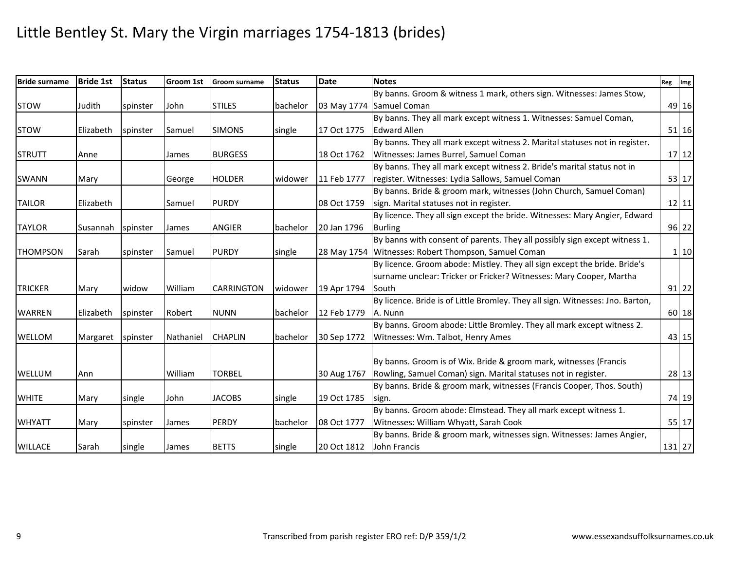# Little Bentley St. Mary the Virgin marriages 1754-1813 (brides)

| Bride surname | Bride 1st | Status | Groom 1st | Groom surname | Status | Date | Notes | Reg | Img |
|---|---|---|---|---|---|---|---|---|---|
| STOW | Judith | spinster | John | STILES | bachelor | 03 May 1774 | By banns. Groom & witness 1 mark, others sign. Witnesses: James Stow, Samuel Coman | 49 | 16 |
| STOW | Elizabeth | spinster | Samuel | SIMONS | single | 17 Oct 1775 | By banns. They all mark except witness 1. Witnesses: Samuel Coman, Edward Allen | 51 | 16 |
| STRUTT | Anne | | James | BURGESS | | 18 Oct 1762 | By banns. They all mark except witness 2. Marital statuses not in register. Witnesses: James Burrel, Samuel Coman | 17 | 12 |
| SWANN | Mary | | George | HOLDER | widower | 11 Feb 1777 | By banns. They all mark except witness 2. Bride's marital status not in register. Witnesses: Lydia Sallows, Samuel Coman | 53 | 17 |
| TAILOR | Elizabeth | | Samuel | PURDY | | 08 Oct 1759 | By banns. Bride & groom mark, witnesses (John Church, Samuel Coman) sign. Marital statuses not in register. | 12 | 11 |
| TAYLOR | Susannah | spinster | James | ANGIER | bachelor | 20 Jan 1796 | By licence. They all sign except the bride. Witnesses: Mary Angier, Edward Burling | 96 | 22 |
| THOMPSON | Sarah | spinster | Samuel | PURDY | single | 28 May 1754 | By banns with consent of parents. They all possibly sign except witness 1. Witnesses: Robert Thompson, Samuel Coman | 1 | 10 |
| TRICKER | Mary | widow | William | CARRINGTON | widower | 19 Apr 1794 | By licence. Groom abode: Mistley. They all sign except the bride. Bride's surname unclear: Tricker or Fricker? Witnesses: Mary Cooper, Martha South | 91 | 22 |
| WARREN | Elizabeth | spinster | Robert | NUNN | bachelor | 12 Feb 1779 | By licence. Bride is of Little Bromley. They all sign. Witnesses: Jno. Barton, A. Nunn | 60 | 18 |
| WELLOM | Margaret | spinster | Nathaniel | CHAPLIN | bachelor | 30 Sep 1772 | By banns. Groom abode: Little Bromley. They all mark except witness 2. Witnesses: Wm. Talbot, Henry Ames | 43 | 15 |
| WELLUM | Ann | | William | TORBEL | | 30 Aug 1767 | By banns. Groom is of Wix. Bride & groom mark, witnesses (Francis Rowling, Samuel Coman) sign. Marital statuses not in register. | 28 | 13 |
| WHITE | Mary | single | John | JACOBS | single | 19 Oct 1785 | By banns. Bride & groom mark, witnesses (Francis Cooper, Thos. South) sign. | 74 | 19 |
| WHYATT | Mary | spinster | James | PERDY | bachelor | 08 Oct 1777 | By banns. Groom abode: Elmstead. They all mark except witness 1. Witnesses: William Whyatt, Sarah Cook | 55 | 17 |
| WILLACE | Sarah | single | James | BETTS | single | 20 Oct 1812 | By banns. Bride & groom mark, witnesses sign. Witnesses: James Angier, John Francis | 131 | 27 |

Transcribed from parish register ERO ref: D/P 359/1/2

www.essexandsuffolksurnames.co.uk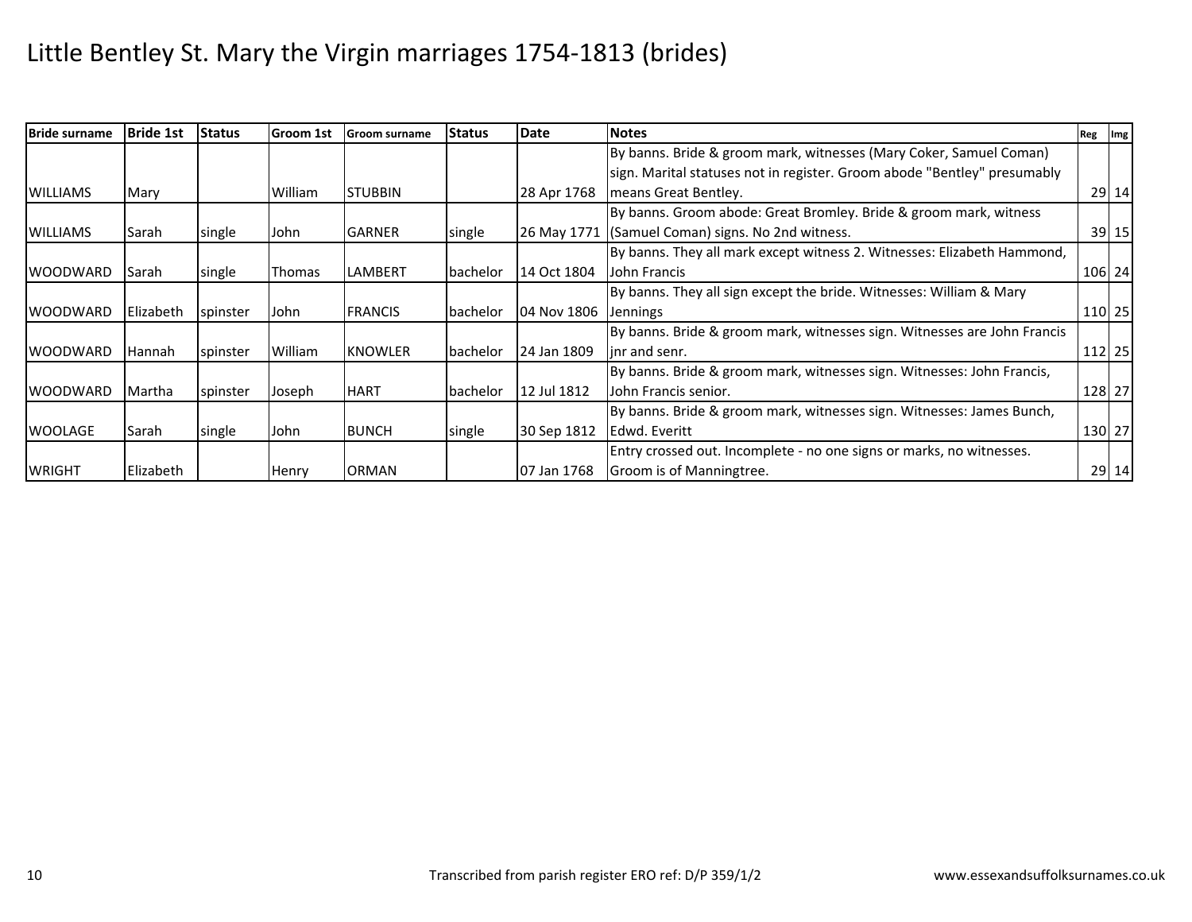# Little Bentley St. Mary the Virgin marriages 1754-1813 (brides)

| Bride surname | Bride 1st | Status | Groom 1st | Groom surname | Status | Date | Notes | Reg | Img |
|---|---|---|---|---|---|---|---|---|---|
| WILLIAMS | Mary | | William | STUBBIN | | 28 Apr 1768 | By banns. Bride & groom mark, witnesses (Mary Coker, Samuel Coman) sign. Marital statuses not in register. Groom abode "Bentley" presumably means Great Bentley. | 29 | 14 |
| WILLIAMS | Sarah | single | John | GARNER | single | 26 May 1771 | By banns. Groom abode: Great Bromley. Bride & groom mark, witness (Samuel Coman) signs. No 2nd witness. | 39 | 15 |
| WOODWARD | Sarah | single | Thomas | LAMBERT | bachelor | 14 Oct 1804 | By banns. They all mark except witness 2. Witnesses: Elizabeth Hammond, John Francis | 106 | 24 |
| WOODWARD | Elizabeth | spinster | John | FRANCIS | bachelor | 04 Nov 1806 | By banns. They all sign except the bride. Witnesses: William & Mary Jennings | 110 | 25 |
| WOODWARD | Hannah | spinster | William | KNOWLER | bachelor | 24 Jan 1809 | By banns. Bride & groom mark, witnesses sign. Witnesses are John Francis jnr and senr. | 112 | 25 |
| WOODWARD | Martha | spinster | Joseph | HART | bachelor | 12 Jul 1812 | By banns. Bride & groom mark, witnesses sign. Witnesses: John Francis, John Francis senior. | 128 | 27 |
| WOOLAGE | Sarah | single | John | BUNCH | single | 30 Sep 1812 | By banns. Bride & groom mark, witnesses sign. Witnesses: James Bunch, Edwd. Everitt | 130 | 27 |
| WRIGHT | Elizabeth | | Henry | ORMAN | | 07 Jan 1768 | Entry crossed out. Incomplete - no one signs or marks, no witnesses. Groom is of Manningtree. | 29 | 14 |

Transcribed from parish register ERO ref: D/P 359/1/2

www.essexandsuffolksurnames.co.uk